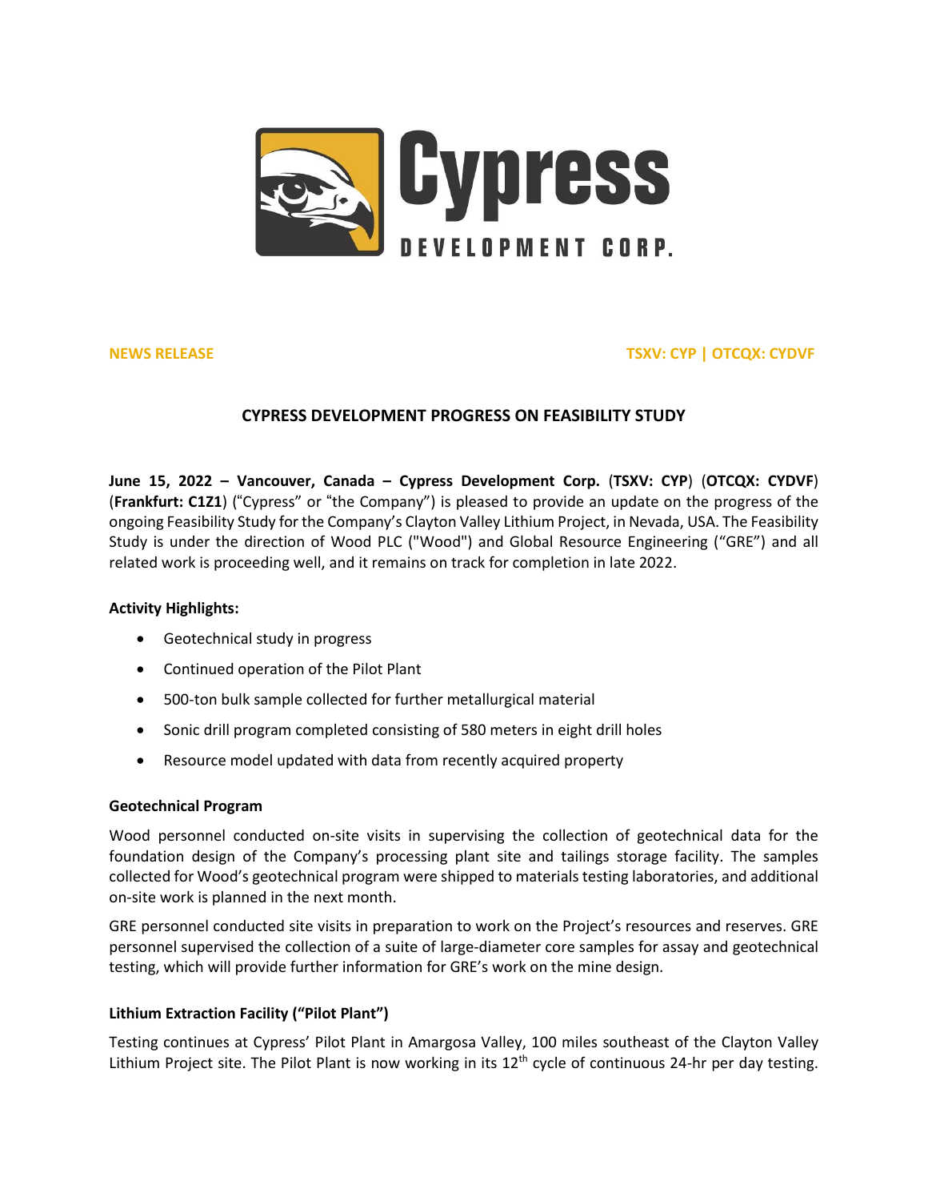**NEWS RELEASE** **TSXV: CYP | OTCQX: CYDVF**

# CYPRESS DEVELOPMENT PROGRESS ON FEASIBILITY STUDY

**June 15, 2022 – Vancouver, Canada – Cypress Development Corp.** (**TSXV: CYP**) (**OTCQX: CYDVF**) (**Frankfurt: C1Z1**) ("Cypress" or "the Company") is pleased to provide an update on the progress of the ongoing Feasibility Study for the Company's Clayton Valley Lithium Project, in Nevada, USA. The Feasibility Study is under the direction of Wood PLC ("Wood") and Global Resource Engineering ("GRE") and all related work is proceeding well, and it remains on track for completion in late 2022.

**Activity Highlights:**

- Geotechnical study in progress
- Continued operation of the Pilot Plant
- 500-ton bulk sample collected for further metallurgical material
- Sonic drill program completed consisting of 580 meters in eight drill holes
- Resource model updated with data from recently acquired property

## Geotechnical Program

Wood personnel conducted on-site visits in supervising the collection of geotechnical data for the foundation design of the Company's processing plant site and tailings storage facility. The samples collected for Wood's geotechnical program were shipped to materials testing laboratories, and additional on-site work is planned in the next month.

GRE personnel conducted site visits in preparation to work on the Project's resources and reserves. GRE personnel supervised the collection of a suite of large-diameter core samples for assay and geotechnical testing, which will provide further information for GRE's work on the mine design.

## Lithium Extraction Facility ("Pilot Plant")

Testing continues at Cypress' Pilot Plant in Amargosa Valley, 100 miles southeast of the Clayton Valley Lithium Project site. The Pilot Plant is now working in its 12th cycle of continuous 24-hr per day testing.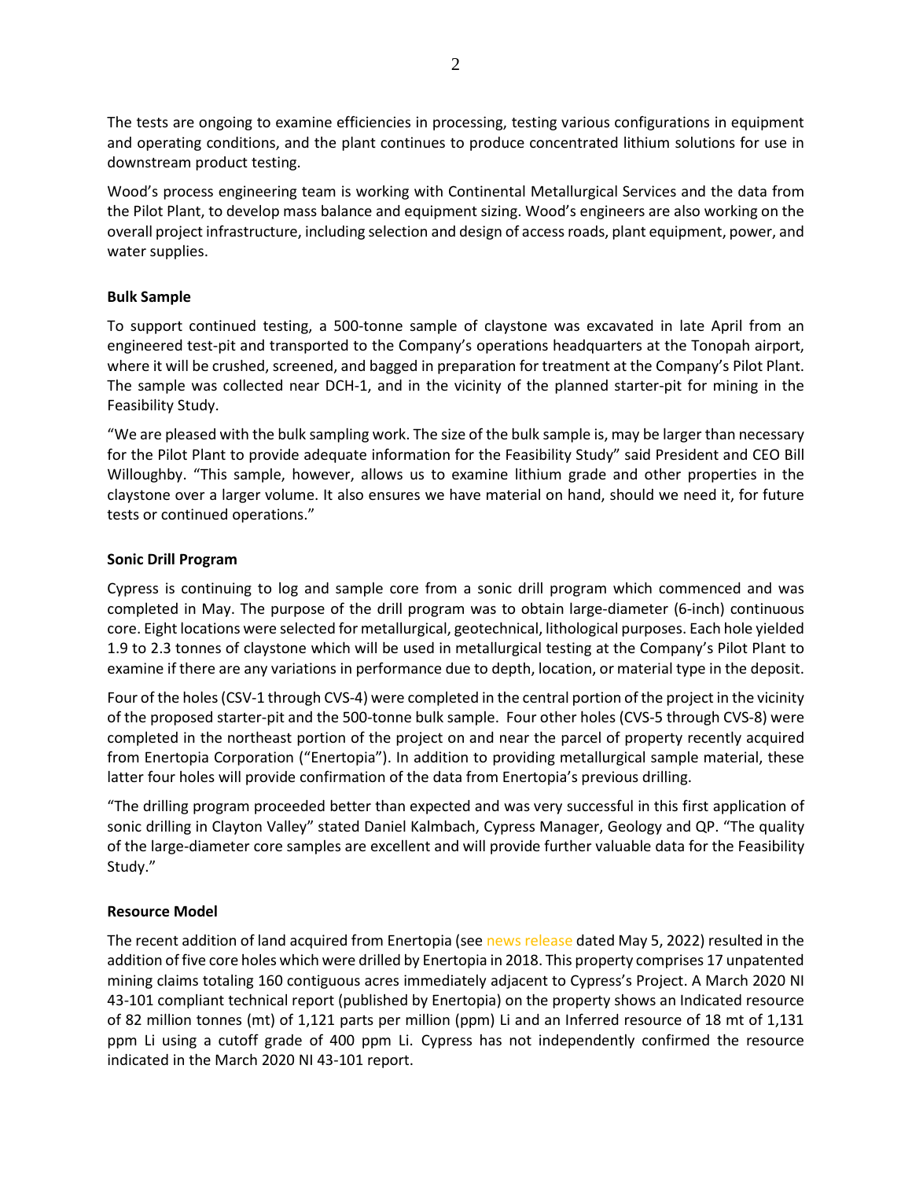The tests are ongoing to examine efficiencies in processing, testing various configurations in equipment and operating conditions, and the plant continues to produce concentrated lithium solutions for use in downstream product testing.

Wood's process engineering team is working with Continental Metallurgical Services and the data from the Pilot Plant, to develop mass balance and equipment sizing. Wood's engineers are also working on the overall project infrastructure, including selection and design of access roads, plant equipment, power, and water supplies.

**Bulk Sample**

To support continued testing, a 500-tonne sample of claystone was excavated in late April from an engineered test-pit and transported to the Company's operations headquarters at the Tonopah airport, where it will be crushed, screened, and bagged in preparation for treatment at the Company's Pilot Plant. The sample was collected near DCH-1, and in the vicinity of the planned starter-pit for mining in the Feasibility Study.

"We are pleased with the bulk sampling work. The size of the bulk sample is, may be larger than necessary for the Pilot Plant to provide adequate information for the Feasibility Study" said President and CEO Bill Willoughby. "This sample, however, allows us to examine lithium grade and other properties in the claystone over a larger volume. It also ensures we have material on hand, should we need it, for future tests or continued operations."

**Sonic Drill Program**

Cypress is continuing to log and sample core from a sonic drill program which commenced and was completed in May. The purpose of the drill program was to obtain large-diameter (6-inch) continuous core. Eight locations were selected for metallurgical, geotechnical, lithological purposes. Each hole yielded 1.9 to 2.3 tonnes of claystone which will be used in metallurgical testing at the Company's Pilot Plant to examine if there are any variations in performance due to depth, location, or material type in the deposit.

Four of the holes (CSV-1 through CVS-4) were completed in the central portion of the project in the vicinity of the proposed starter-pit and the 500-tonne bulk sample. Four other holes (CVS-5 through CVS-8) were completed in the northeast portion of the project on and near the parcel of property recently acquired from Enertopia Corporation ("Enertopia"). In addition to providing metallurgical sample material, these latter four holes will provide confirmation of the data from Enertopia's previous drilling.

"The drilling program proceeded better than expected and was very successful in this first application of sonic drilling in Clayton Valley" stated Daniel Kalmbach, Cypress Manager, Geology and QP. "The quality of the large-diameter core samples are excellent and will provide further valuable data for the Feasibility Study."

**Resource Model**

The recent addition of land acquired from Enertopia (see news release dated May 5, 2022) resulted in the addition of five core holes which were drilled by Enertopia in 2018. This property comprises 17 unpatented mining claims totaling 160 contiguous acres immediately adjacent to Cypress's Project. A March 2020 NI 43-101 compliant technical report (published by Enertopia) on the property shows an Indicated resource of 82 million tonnes (mt) of 1,121 parts per million (ppm) Li and an Inferred resource of 18 mt of 1,131 ppm Li using a cutoff grade of 400 ppm Li. Cypress has not independently confirmed the resource indicated in the March 2020 NI 43-101 report.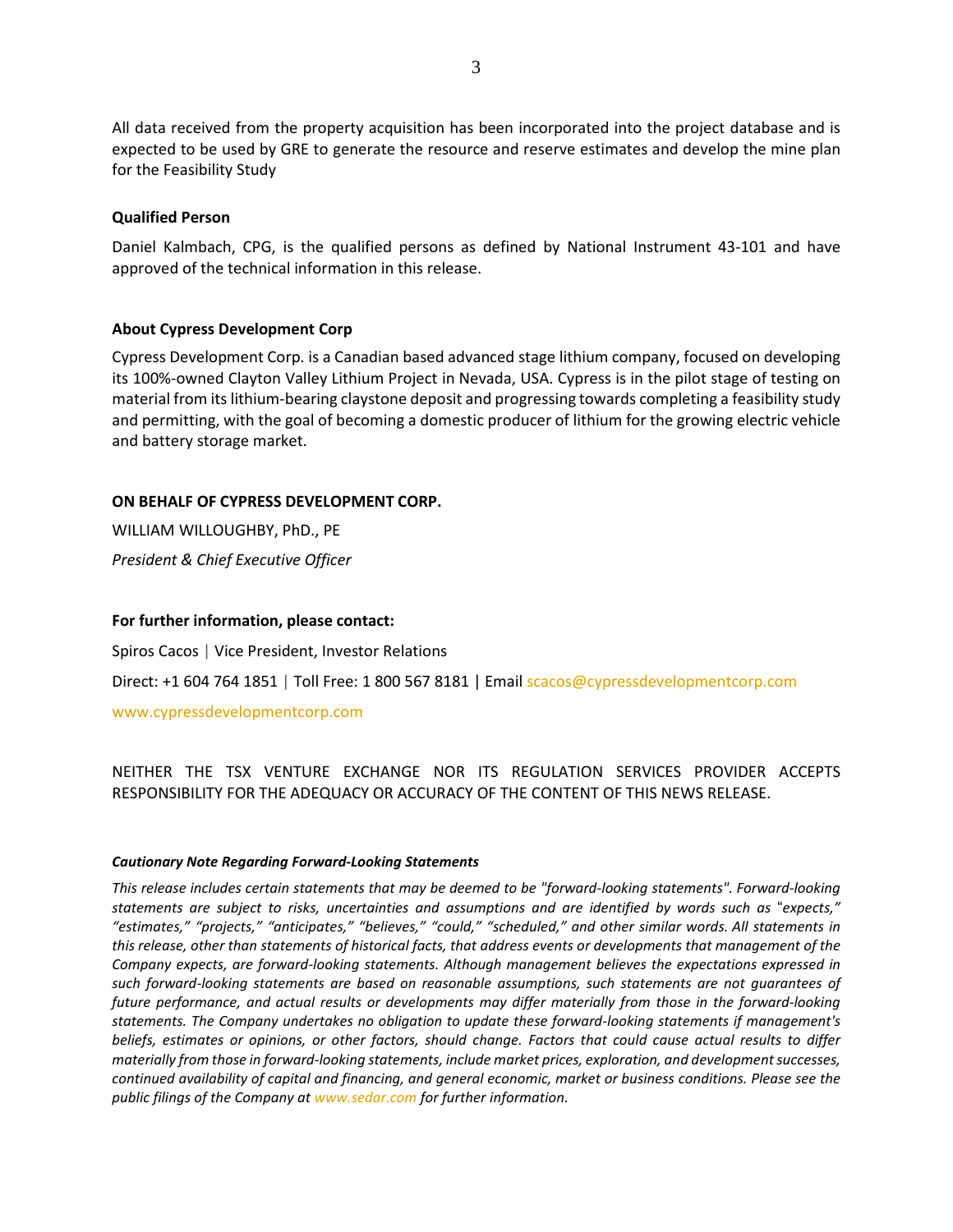All data received from the property acquisition has been incorporated into the project database and is expected to be used by GRE to generate the resource and reserve estimates and develop the mine plan for the Feasibility Study

**Qualified Person**

Daniel Kalmbach, CPG, is the qualified persons as defined by National Instrument 43-101 and have approved of the technical information in this release.

**About Cypress Development Corp**

Cypress Development Corp. is a Canadian based advanced stage lithium company, focused on developing its 100%-owned Clayton Valley Lithium Project in Nevada, USA. Cypress is in the pilot stage of testing on material from its lithium-bearing claystone deposit and progressing towards completing a feasibility study and permitting, with the goal of becoming a domestic producer of lithium for the growing electric vehicle and battery storage market.

**ON BEHALF OF CYPRESS DEVELOPMENT CORP.**

WILLIAM WILLOUGHBY, PhD., PE

*President & Chief Executive Officer*

**For further information, please contact:**

Spiros Cacos | Vice President, Investor Relations

Direct: +1 604 764 1851 | Toll Free: 1 800 567 8181 | Email scacos@cypressdevelopmentcorp.com

www.cypressdevelopmentcorp.com

NEITHER THE TSX VENTURE EXCHANGE NOR ITS REGULATION SERVICES PROVIDER ACCEPTS RESPONSIBILITY FOR THE ADEQUACY OR ACCURACY OF THE CONTENT OF THIS NEWS RELEASE.

***Cautionary Note Regarding Forward-Looking Statements***

*This release includes certain statements that may be deemed to be "forward-looking statements". Forward-looking statements are subject to risks, uncertainties and assumptions and are identified by words such as "expects," "estimates," "projects," "anticipates," "believes," "could," "scheduled," and other similar words. All statements in this release, other than statements of historical facts, that address events or developments that management of the Company expects, are forward-looking statements. Although management believes the expectations expressed in such forward-looking statements are based on reasonable assumptions, such statements are not guarantees of future performance, and actual results or developments may differ materially from those in the forward-looking statements. The Company undertakes no obligation to update these forward-looking statements if management's beliefs, estimates or opinions, or other factors, should change. Factors that could cause actual results to differ materially from those in forward-looking statements, include market prices, exploration, and development successes, continued availability of capital and financing, and general economic, market or business conditions. Please see the public filings of the Company at www.sedar.com for further information.*